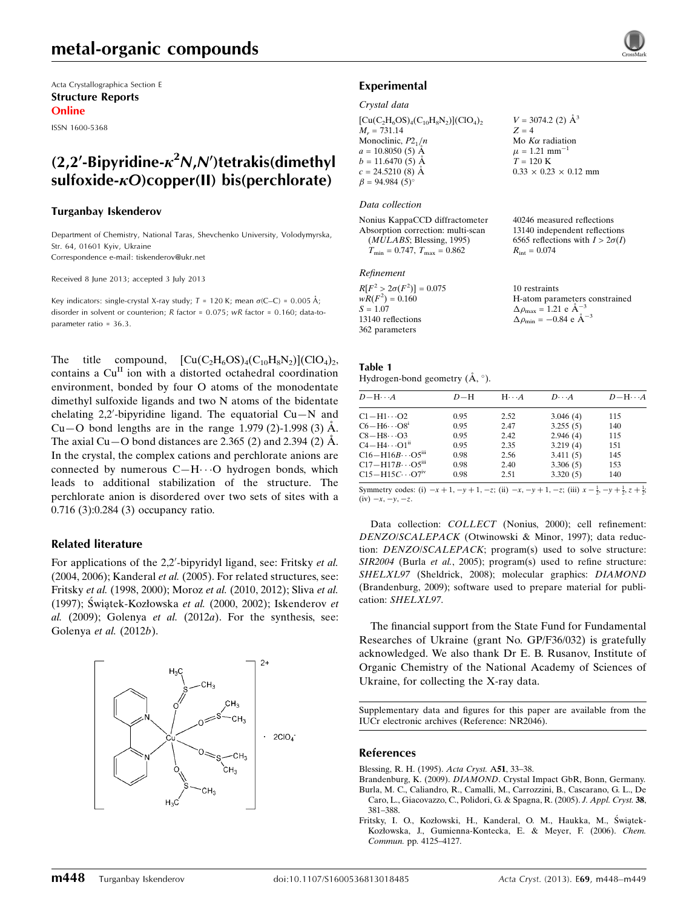Acta Crystallographica Section E
**Structure Reports**
**Online**

ISSN 1600-5368

# (2,2′-Bipyridine-$\kappa^2N,N'$)tetrakis(dimethyl sulfoxide-$\kappa O$)copper(II) bis(perchlorate)

**Turganbay Iskenderov**

Department of Chemistry, National Taras, Shevchenko University, Volodymyrska, Str. 64, 01601 Kyiv, Ukraine
Correspondence e-mail: tiskenderov@ukr.net

Received 8 June 2013; accepted 3 July 2013

Key indicators: single-crystal X-ray study; $T$ = 120 K; mean $\sigma$(C–C) = 0.005 Å; disorder in solvent or counterion; $R$ factor = 0.075; $wR$ factor = 0.160; data-to-parameter ratio = 36.3.

The title compound, $[Cu(C_2H_6OS)_4(C_{10}H_8N_2)](ClO_4)_2$, contains a $Cu^{II}$ ion with a distorted octahedral coordination environment, bonded by four O atoms of the monodentate dimethyl sulfoxide ligands and two N atoms of the bidentate chelating 2,2′-bipyridine ligand. The equatorial Cu—N and Cu—O bond lengths are in the range 1.979 (2)-1.998 (3) Å. The axial Cu—O bond distances are 2.365 (2) and 2.394 (2) Å. In the crystal, the complex cations and perchlorate anions are connected by numerous C—H⋯O hydrogen bonds, which leads to additional stabilization of the structure. The perchlorate anion is disordered over two sets of sites with a 0.716 (3):0.284 (3) occupancy ratio.

## Related literature

For applications of the 2,2′-bipyridyl ligand, see: Fritsky *et al.* (2004, 2006); Kanderal *et al.* (2005). For related structures, see: Fritsky *et al.* (1998, 2000); Moroz *et al.* (2010, 2012); Sliva *et al.* (1997); Świątek-Kozłowska *et al.* (2000, 2002); Iskenderov *et al.* (2009); Golenya *et al.* (2012*a*). For the synthesis, see: Golenya *et al.* (2012*b*).

## Experimental

### Crystal data

$[Cu(C_2H_6OS)_4(C_{10}H_8N_2)](ClO_4)_2$
$M_r$ = 731.14
Monoclinic, $P2_1/n$
$a$ = 10.8050 (5) Å
$b$ = 11.6470 (5) Å
$c$ = 24.5210 (8) Å
$\beta$ = 94.984 (5)°
$V$ = 3074.2 (2) Å$^3$
$Z$ = 4
Mo $K\alpha$ radiation
$\mu$ = 1.21 mm$^{-1}$
$T$ = 120 K
0.33 × 0.23 × 0.12 mm

### Data collection

Nonius KappaCCD diffractometer
Absorption correction: multi-scan (*MULABS*; Blessing, 1995)
$T_{min}$ = 0.747, $T_{max}$ = 0.862
40246 measured reflections
13140 independent reflections
6565 reflections with $I > 2\sigma(I)$
$R_{int}$ = 0.074

### Refinement

$R[F^2 > 2\sigma(F^2)]$ = 0.075
$wR(F^2)$ = 0.160
$S$ = 1.07
13140 reflections
362 parameters
10 restraints
H-atom parameters constrained
$\Delta\rho_{max}$ = 1.21 e Å$^{-3}$
$\Delta\rho_{min}$ = −0.84 e Å$^{-3}$

**Table 1**
Hydrogen-bond geometry (Å, °).

| $D$—H⋯$A$ | $D$—H | H⋯$A$ | $D$⋯$A$ | $D$—H⋯$A$ |
|---|---|---|---|---|
| C1—H1⋯O2 | 0.95 | 2.52 | 3.046 (4) | 115 |
| C6—H6⋯O8$^{i}$ | 0.95 | 2.47 | 3.255 (5) | 140 |
| C8—H8⋯O3 | 0.95 | 2.42 | 2.946 (4) | 115 |
| C4—H4⋯O1$^{ii}$ | 0.95 | 2.35 | 3.219 (4) | 151 |
| C16—H16*B*⋯O5$^{iii}$ | 0.98 | 2.56 | 3.411 (5) | 145 |
| C17—H17*B*⋯O5$^{iii}$ | 0.98 | 2.40 | 3.306 (5) | 153 |
| C15—H15*C*⋯O7$^{iv}$ | 0.98 | 2.51 | 3.320 (5) | 140 |

Symmetry codes: (i) $-x+1, -y+1, -z$; (ii) $-x, -y+1, -z$; (iii) $x-\frac{1}{2}, -y+\frac{1}{2}, z+\frac{1}{2}$; (iv) $-x, -y, -z$.

Data collection: *COLLECT* (Nonius, 2000); cell refinement: *DENZO*/*SCALEPACK* (Otwinowski & Minor, 1997); data reduction: *DENZO*/*SCALEPACK*; program(s) used to solve structure: *SIR2004* (Burla *et al.*, 2005); program(s) used to refine structure: *SHELXL97* (Sheldrick, 2008); molecular graphics: *DIAMOND* (Brandenburg, 2009); software used to prepare material for publication: *SHELXL97*.

The financial support from the State Fund for Fundamental Researches of Ukraine (grant No. GP/F36/032) is gratefully acknowledged. We also thank Dr E. B. Rusanov, Institute of Organic Chemistry of the National Academy of Sciences of Ukraine, for collecting the X-ray data.

Supplementary data and figures for this paper are available from the IUCr electronic archives (Reference: NR2046).

## References

Blessing, R. H. (1995). *Acta Cryst.* A**51**, 33–38.
Brandenburg, K. (2009). *DIAMOND*. Crystal Impact GbR, Bonn, Germany.
Burla, M. C., Caliandro, R., Camalli, M., Carrozzini, B., Cascarano, G. L., De Caro, L., Giacovazzo, C., Polidori, G. & Spagna, R. (2005). *J. Appl. Cryst.* **38**, 381–388.
Fritsky, I. O., Kozłowski, H., Kanderal, O. M., Haukka, M., Świątek-Kozłowska, J., Gumienna-Kontecka, E. & Meyer, F. (2006). *Chem. Commun.* pp. 4125–4127.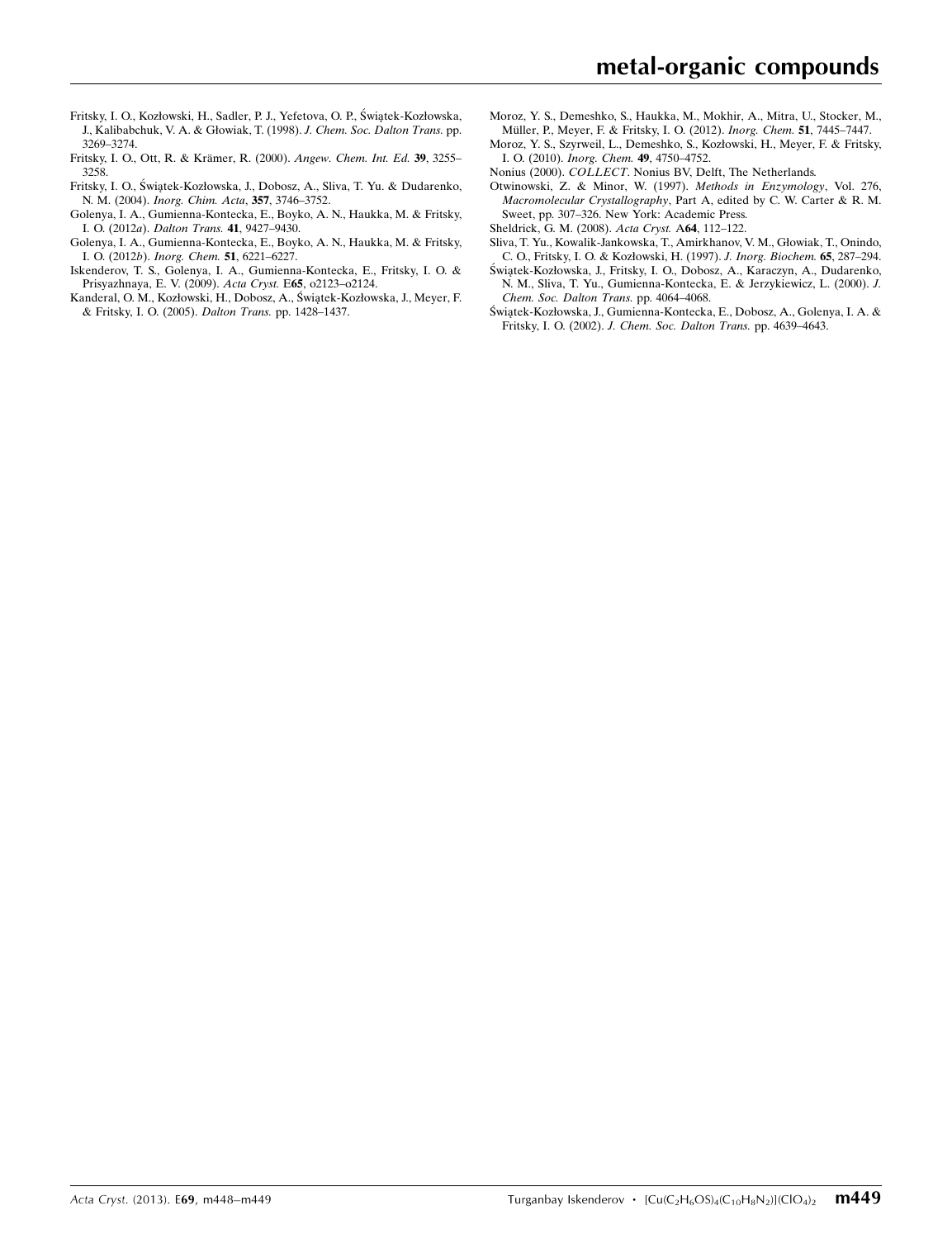Fritsky, I. O., Kozłowski, H., Sadler, P. J., Yefetova, O. P., Świątek-Kozłowska, J., Kalibabchuk, V. A. & Głowiak, T. (1998). *J. Chem. Soc. Dalton Trans.* pp. 3269–3274.

Fritsky, I. O., Ott, R. & Krämer, R. (2000). *Angew. Chem. Int. Ed.* **39**, 3255–3258.

Fritsky, I. O., Świątek-Kozłowska, J., Dobosz, A., Sliva, T. Yu. & Dudarenko, N. M. (2004). *Inorg. Chim. Acta*, **357**, 3746–3752.

Golenya, I. A., Gumienna-Kontecka, E., Boyko, A. N., Haukka, M. & Fritsky, I. O. (2012*a*). *Dalton Trans.* **41**, 9427–9430.

Golenya, I. A., Gumienna-Kontecka, E., Boyko, A. N., Haukka, M. & Fritsky, I. O. (2012*b*). *Inorg. Chem.* **51**, 6221–6227.

Iskenderov, T. S., Golenya, I. A., Gumienna-Kontecka, E., Fritsky, I. O. & Prisyazhnaya, E. V. (2009). *Acta Cryst.* E**65**, o2123–o2124.

Kanderal, O. M., Kozłowski, H., Dobosz, A., Świątek-Kozłowska, J., Meyer, F. & Fritsky, I. O. (2005). *Dalton Trans.* pp. 1428–1437.

Moroz, Y. S., Demeshko, S., Haukka, M., Mokhir, A., Mitra, U., Stocker, M., Müller, P., Meyer, F. & Fritsky, I. O. (2012). *Inorg. Chem.* **51**, 7445–7447.

Moroz, Y. S., Szyrweil, L., Demeshko, S., Kozłowski, H., Meyer, F. & Fritsky, I. O. (2010). *Inorg. Chem.* **49**, 4750–4752.

Nonius (2000). *COLLECT*. Nonius BV, Delft, The Netherlands.

Otwinowski, Z. & Minor, W. (1997). *Methods in Enzymology*, Vol. 276, *Macromolecular Crystallography*, Part A, edited by C. W. Carter & R. M. Sweet, pp. 307–326. New York: Academic Press.

Sheldrick, G. M. (2008). *Acta Cryst.* A**64**, 112–122.

Sliva, T. Yu., Kowalik-Jankowska, T., Amirkhanov, V. M., Głowiak, T., Onindo, C. O., Fritsky, I. O. & Kozłowski, H. (1997). *J. Inorg. Biochem.* **65**, 287–294.

Świątek-Kozłowska, J., Fritsky, I. O., Dobosz, A., Karaczyn, A., Dudarenko, N. M., Sliva, T. Yu., Gumienna-Kontecka, E. & Jerzykiewicz, L. (2000). *J. Chem. Soc. Dalton Trans.* pp. 4064–4068.

Świątek-Kozłowska, J., Gumienna-Kontecka, E., Dobosz, A., Golenya, I. A. & Fritsky, I. O. (2002). *J. Chem. Soc. Dalton Trans.* pp. 4639–4643.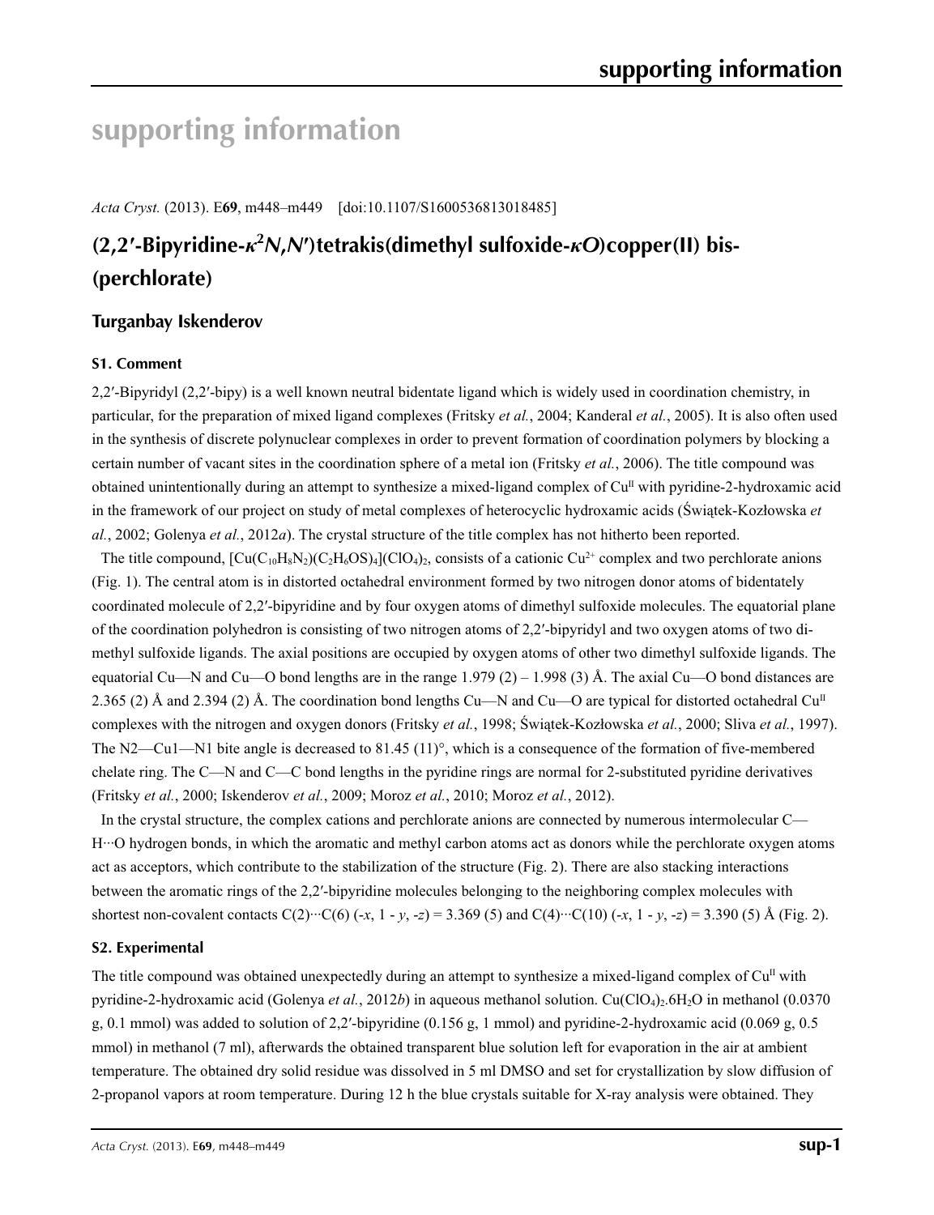# supporting information

*Acta Cryst.* (2013). E**69**, m448–m449 [doi:10.1107/S1600536813018485]

## (2,2′-Bipyridine-$\kappa^2N,N'$)tetrakis(dimethyl sulfoxide-$\kappa O$)copper(II) bis-(perchlorate)

### Turganbay Iskenderov

### S1. Comment

2,2′-Bipyridyl (2,2′-bipy) is a well known neutral bidentate ligand which is widely used in coordination chemistry, in particular, for the preparation of mixed ligand complexes (Fritsky *et al.*, 2004; Kanderal *et al.*, 2005). It is also often used in the synthesis of discrete polynuclear complexes in order to prevent formation of coordination polymers by blocking a certain number of vacant sites in the coordination sphere of a metal ion (Fritsky *et al.*, 2006). The title compound was obtained unintentionally during an attempt to synthesize a mixed-ligand complex of $Cu^{II}$ with pyridine-2-hydroxamic acid in the framework of our project on study of metal complexes of heterocyclic hydroxamic acids (Świątek-Kozłowska *et al.*, 2002; Golenya *et al.*, 2012*a*). The crystal structure of the title complex has not hitherto been reported.

The title compound, $[Cu(C_{10}H_8N_2)(C_2H_6OS)_4](ClO_4)_2$, consists of a cationic $Cu^{2+}$ complex and two perchlorate anions (Fig. 1). The central atom is in distorted octahedral environment formed by two nitrogen donor atoms of bidentately coordinated molecule of 2,2′-bipyridine and by four oxygen atoms of dimethyl sulfoxide molecules. The equatorial plane of the coordination polyhedron is consisting of two nitrogen atoms of 2,2′-bipyridyl and two oxygen atoms of two dimethyl sulfoxide ligands. The axial positions are occupied by oxygen atoms of other two dimethyl sulfoxide ligands. The equatorial Cu—N and Cu—O bond lengths are in the range 1.979 (2) – 1.998 (3) Å. The axial Cu—O bond distances are 2.365 (2) Å and 2.394 (2) Å. The coordination bond lengths Cu—N and Cu—O are typical for distorted octahedral $Cu^{II}$ complexes with the nitrogen and oxygen donors (Fritsky *et al.*, 1998; Świątek-Kozłowska *et al.*, 2000; Sliva *et al.*, 1997). The N2—Cu1—N1 bite angle is decreased to 81.45 (11)°, which is a consequence of the formation of five-membered chelate ring. The C—N and C—C bond lengths in the pyridine rings are normal for 2-substituted pyridine derivatives (Fritsky *et al.*, 2000; Iskenderov *et al.*, 2009; Moroz *et al.*, 2010; Moroz *et al.*, 2012).

In the crystal structure, the complex cations and perchlorate anions are connected by numerous intermolecular C—H···O hydrogen bonds, in which the aromatic and methyl carbon atoms act as donors while the perchlorate oxygen atoms act as acceptors, which contribute to the stabilization of the structure (Fig. 2). There are also stacking interactions between the aromatic rings of the 2,2′-bipyridine molecules belonging to the neighboring complex molecules with shortest non-covalent contacts C(2)···C(6) (-*x*, 1 - *y*, -*z*) = 3.369 (5) and C(4)···C(10) (-*x*, 1 - *y*, -*z*) = 3.390 (5) Å (Fig. 2).

### S2. Experimental

The title compound was obtained unexpectedly during an attempt to synthesize a mixed-ligand complex of $Cu^{II}$ with pyridine-2-hydroxamic acid (Golenya *et al.*, 2012*b*) in aqueous methanol solution. $Cu(ClO_4)_2.6H_2O$ in methanol (0.0370 g, 0.1 mmol) was added to solution of 2,2′-bipyridine (0.156 g, 1 mmol) and pyridine-2-hydroxamic acid (0.069 g, 0.5 mmol) in methanol (7 ml), afterwards the obtained transparent blue solution left for evaporation in the air at ambient temperature. The obtained dry solid residue was dissolved in 5 ml DMSO and set for crystallization by slow diffusion of 2-propanol vapors at room temperature. During 12 h the blue crystals suitable for X-ray analysis were obtained. They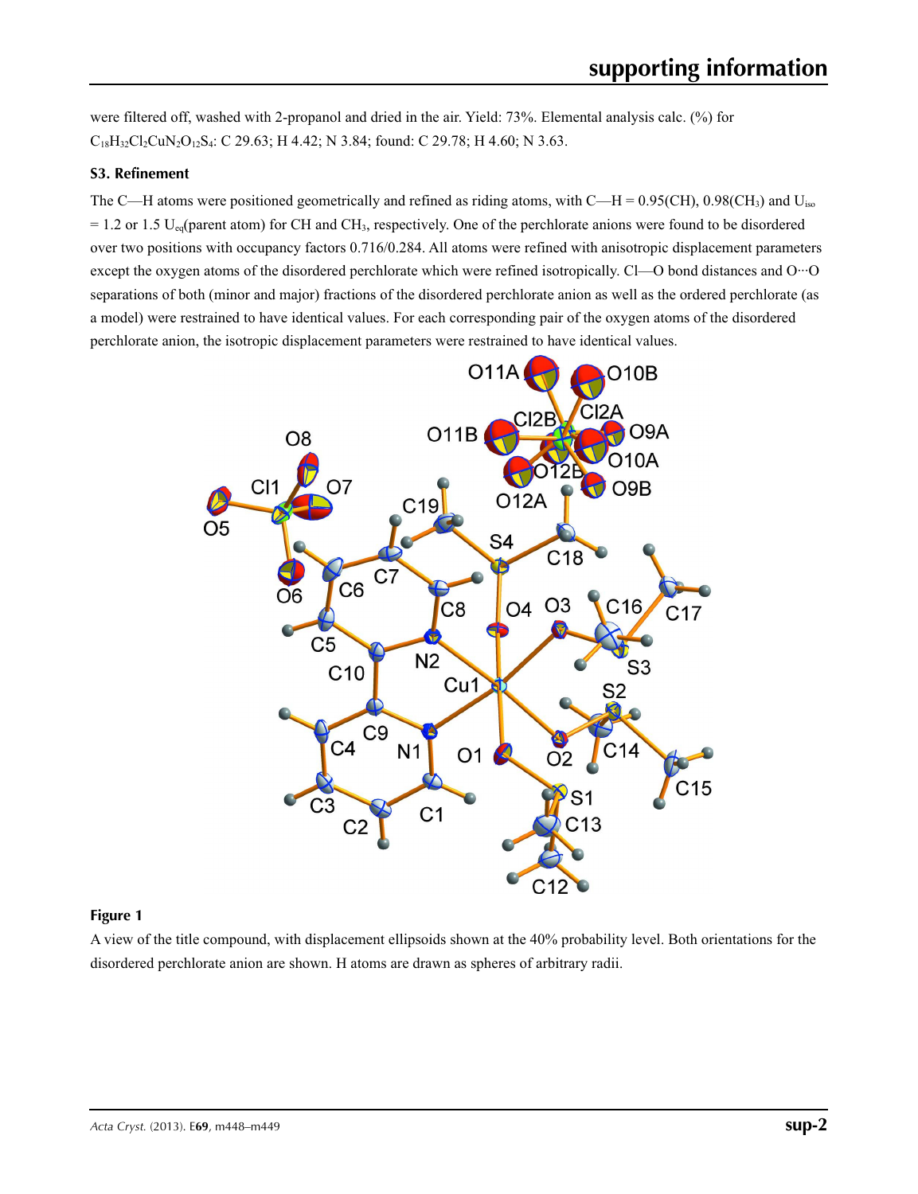were filtered off, washed with 2-propanol and dried in the air. Yield: 73%. Elemental analysis calc. (%) for $C_{18}H_{32}Cl_2CuN_2O_{12}S_4$: C 29.63; H 4.42; N 3.84; found: C 29.78; H 4.60; N 3.63.

### S3. Refinement

The C—H atoms were positioned geometrically and refined as riding atoms, with C—H = 0.95(CH), 0.98($CH_3$) and $U_{iso}$ = 1.2 or 1.5 $U_{eq}$(parent atom) for CH and $CH_3$, respectively. One of the perchlorate anions were found to be disordered over two positions with occupancy factors 0.716/0.284. All atoms were refined with anisotropic displacement parameters except the oxygen atoms of the disordered perchlorate which were refined isotropically. Cl—O bond distances and O···O separations of both (minor and major) fractions of the disordered perchlorate anion as well as the ordered perchlorate (as a model) were restrained to have identical values. For each corresponding pair of the oxygen atoms of the disordered perchlorate anion, the isotropic displacement parameters were restrained to have identical values.

**Figure 1**

A view of the title compound, with displacement ellipsoids shown at the 40% probability level. Both orientations for the disordered perchlorate anion are shown. H atoms are drawn as spheres of arbitrary radii.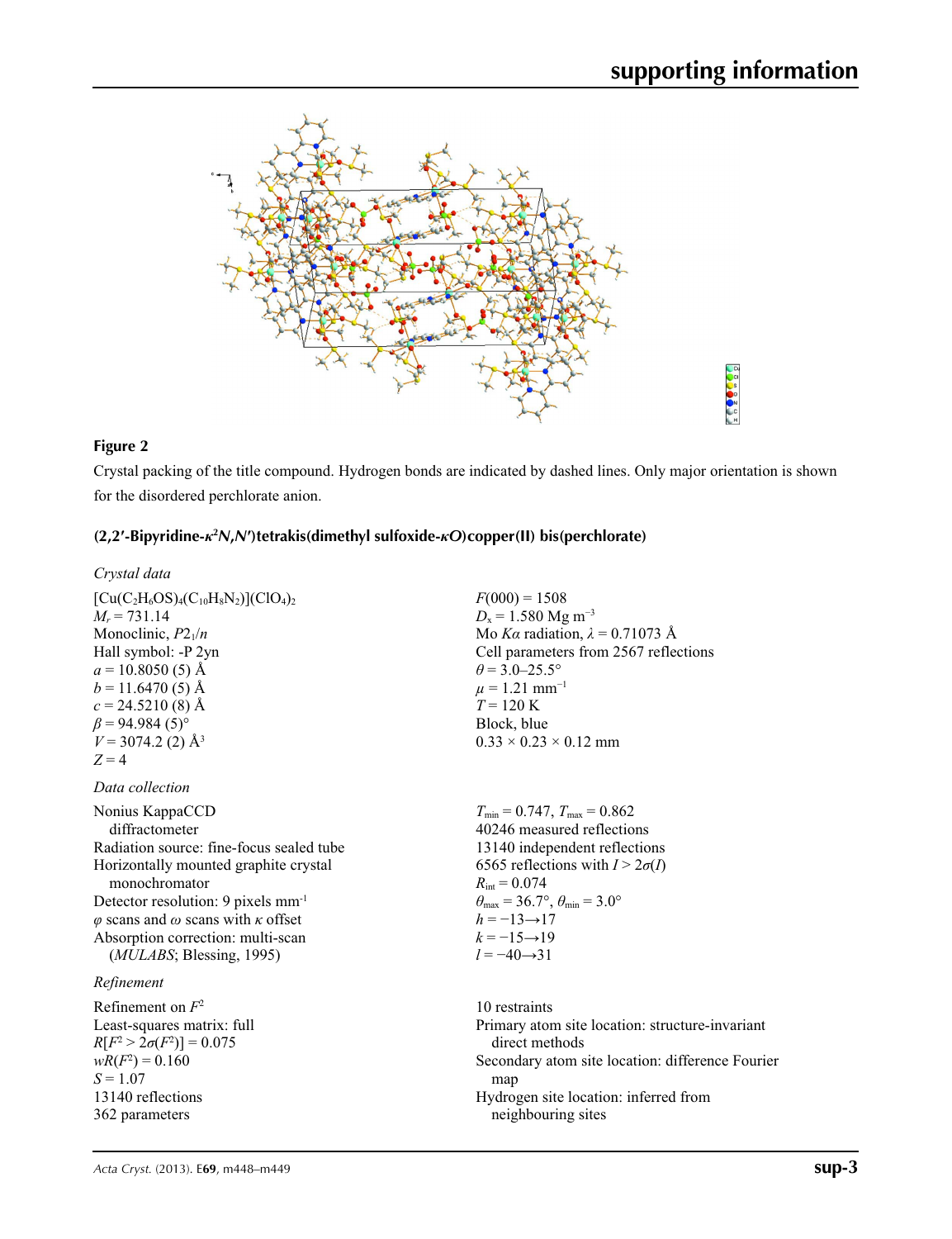**Figure 2**

Crystal packing of the title compound. Hydrogen bonds are indicated by dashed lines. Only major orientation is shown for the disordered perchlorate anion.

### (2,2′-Bipyridine-$\kappa^2N,N'$)tetrakis(dimethyl sulfoxide-$\kappa O$)copper(II) bis(perchlorate)

*Crystal data*

$[Cu(C_2H_6OS)_4(C_{10}H_8N_2)](ClO_4)_2$
$M_r = 731.14$
Monoclinic, $P2_1/n$
Hall symbol: -P 2yn
$a = 10.8050$ (5) Å
$b = 11.6470$ (5) Å
$c = 24.5210$ (8) Å
$\beta = 94.984$ (5)°
$V = 3074.2$ (2) Å$^3$
$Z = 4$
$F(000) = 1508$
$D_x = 1.580$ Mg m$^{-3}$
Mo $K\alpha$ radiation, $\lambda = 0.71073$ Å
Cell parameters from 2567 reflections
$\theta = 3.0$–25.5°
$\mu = 1.21$ mm$^{-1}$
$T = 120$ K
Block, blue
0.33 × 0.23 × 0.12 mm

*Data collection*

Nonius KappaCCD diffractometer
Radiation source: fine-focus sealed tube
Horizontally mounted graphite crystal monochromator
Detector resolution: 9 pixels mm$^{-1}$
$\varphi$ scans and $\omega$ scans with $\kappa$ offset
Absorption correction: multi-scan (*MULABS*; Blessing, 1995)
$T_{min} = 0.747$, $T_{max} = 0.862$
40246 measured reflections
13140 independent reflections
6565 reflections with $I > 2\sigma(I)$
$R_{int} = 0.074$
$\theta_{max} = 36.7$°, $\theta_{min} = 3.0$°
$h = -13 \rightarrow 17$
$k = -15 \rightarrow 19$
$l = -40 \rightarrow 31$

*Refinement*

Refinement on $F^2$
Least-squares matrix: full
$R[F^2 > 2\sigma(F^2)] = 0.075$
$wR(F^2) = 0.160$
$S = 1.07$
13140 reflections
362 parameters
10 restraints
Primary atom site location: structure-invariant direct methods
Secondary atom site location: difference Fourier map
Hydrogen site location: inferred from neighbouring sites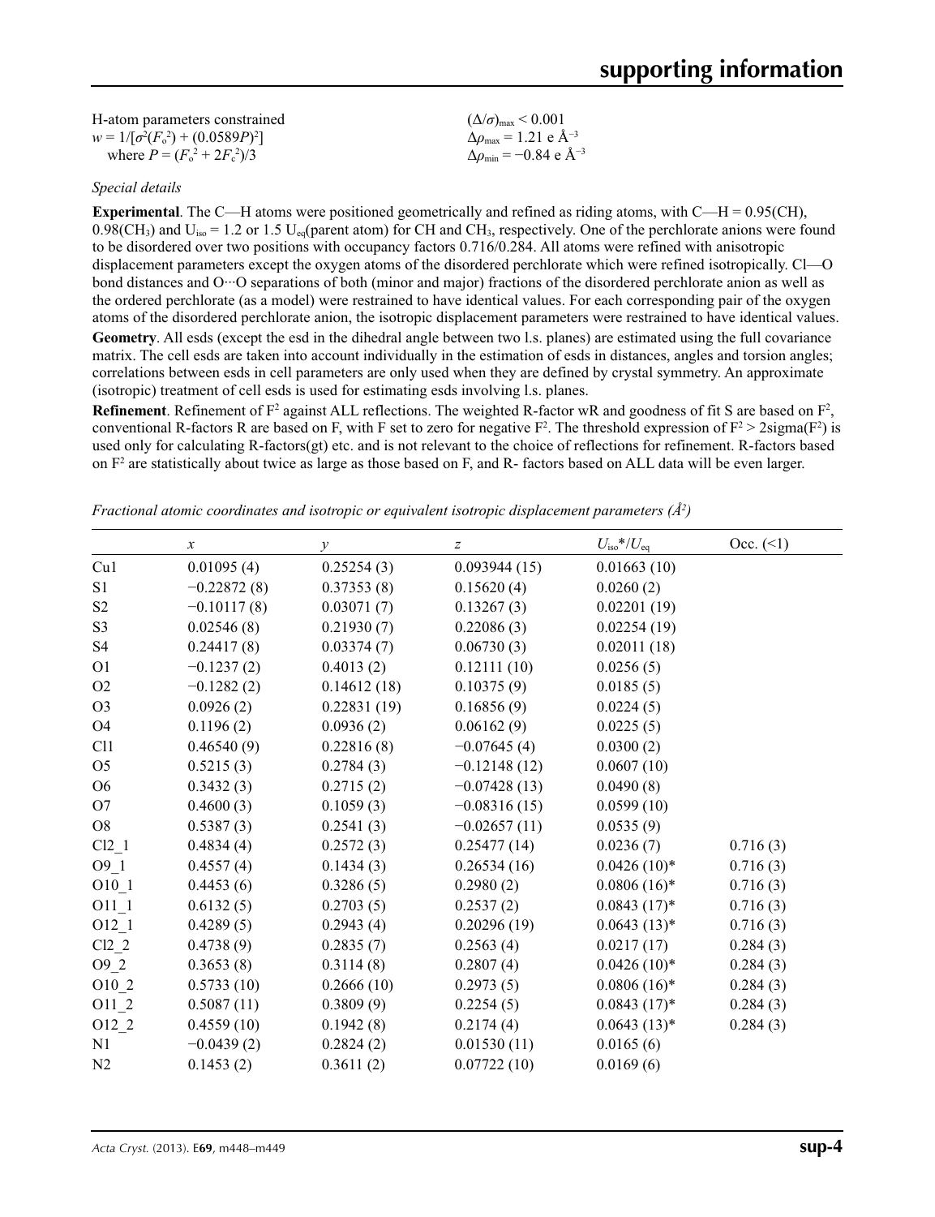H-atom parameters constrained

$w = 1/[\sigma^2(F_o^2) + (0.0589P)^2]$
 where $P = (F_o^2 + 2F_c^2)/3$

$(\Delta/\sigma)_{max} < 0.001$

$\Delta\rho_{max} = 1.21$ e Å$^{-3}$

$\Delta\rho_{min} = -0.84$ e Å$^{-3}$

*Special details*

**Experimental**. The C—H atoms were positioned geometrically and refined as riding atoms, with C—H = 0.95(CH), 0.98($CH_3$) and $U_{iso}$ = 1.2 or 1.5 $U_{eq}$(parent atom) for CH and $CH_3$, respectively. One of the perchlorate anions were found to be disordered over two positions with occupancy factors 0.716/0.284. All atoms were refined with anisotropic displacement parameters except the oxygen atoms of the disordered perchlorate which were refined isotropically. Cl—O bond distances and O···O separations of both (minor and major) fractions of the disordered perchlorate anion as well as the ordered perchlorate (as a model) were restrained to have identical values. For each corresponding pair of the oxygen atoms of the disordered perchlorate anion, the isotropic displacement parameters were restrained to have identical values.

**Geometry**. All esds (except the esd in the dihedral angle between two l.s. planes) are estimated using the full covariance matrix. The cell esds are taken into account individually in the estimation of esds in distances, angles and torsion angles; correlations between esds in cell parameters are only used when they are defined by crystal symmetry. An approximate (isotropic) treatment of cell esds is used for estimating esds involving l.s. planes.

**Refinement**. Refinement of $F^2$ against ALL reflections. The weighted R-factor wR and goodness of fit S are based on $F^2$, conventional R-factors R are based on F, with F set to zero for negative $F^2$. The threshold expression of $F^2 > 2\text{sigma}(F^2)$ is used only for calculating R-factors(gt) etc. and is not relevant to the choice of reflections for refinement. R-factors based on $F^2$ are statistically about twice as large as those based on F, and R- factors based on ALL data will be even larger.

*Fractional atomic coordinates and isotropic or equivalent isotropic displacement parameters (Å$^2$)*

| | *x* | *y* | *z* | $U_{iso}$*/$U_{eq}$ | Occ. (<1) |
|---|---|---|---|---|---|
| Cu1 | 0.01095 (4) | 0.25254 (3) | 0.093944 (15) | 0.01663 (10) | |
| S1 | −0.22872 (8) | 0.37353 (8) | 0.15620 (4) | 0.0260 (2) | |
| S2 | −0.10117 (8) | 0.03071 (7) | 0.13267 (3) | 0.02201 (19) | |
| S3 | 0.02546 (8) | 0.21930 (7) | 0.22086 (3) | 0.02254 (19) | |
| S4 | 0.24417 (8) | 0.03374 (7) | 0.06730 (3) | 0.02011 (18) | |
| O1 | −0.1237 (2) | 0.4013 (2) | 0.12111 (10) | 0.0256 (5) | |
| O2 | −0.1282 (2) | 0.14612 (18) | 0.10375 (9) | 0.0185 (5) | |
| O3 | 0.0926 (2) | 0.22831 (19) | 0.16856 (9) | 0.0224 (5) | |
| O4 | 0.1196 (2) | 0.0936 (2) | 0.06162 (9) | 0.0225 (5) | |
| Cl1 | 0.46540 (9) | 0.22816 (8) | −0.07645 (4) | 0.0300 (2) | |
| O5 | 0.5215 (3) | 0.2784 (3) | −0.12148 (12) | 0.0607 (10) | |
| O6 | 0.3432 (3) | 0.2715 (2) | −0.07428 (13) | 0.0490 (8) | |
| O7 | 0.4600 (3) | 0.1059 (3) | −0.08316 (15) | 0.0599 (10) | |
| O8 | 0.5387 (3) | 0.2541 (3) | −0.02657 (11) | 0.0535 (9) | |
| Cl2_1 | 0.4834 (4) | 0.2572 (3) | 0.25477 (14) | 0.0236 (7) | 0.716 (3) |
| O9_1 | 0.4557 (4) | 0.1434 (3) | 0.26534 (16) | 0.0426 (10)* | 0.716 (3) |
| O10_1 | 0.4453 (6) | 0.3286 (5) | 0.2980 (2) | 0.0806 (16)* | 0.716 (3) |
| O11_1 | 0.6132 (5) | 0.2703 (5) | 0.2537 (2) | 0.0843 (17)* | 0.716 (3) |
| O12_1 | 0.4289 (5) | 0.2943 (4) | 0.20296 (19) | 0.0643 (13)* | 0.716 (3) |
| Cl2_2 | 0.4738 (9) | 0.2835 (7) | 0.2563 (4) | 0.0217 (17) | 0.284 (3) |
| O9_2 | 0.3653 (8) | 0.3114 (8) | 0.2807 (4) | 0.0426 (10)* | 0.284 (3) |
| O10_2 | 0.5733 (10) | 0.2666 (10) | 0.2973 (5) | 0.0806 (16)* | 0.284 (3) |
| O11_2 | 0.5087 (11) | 0.3809 (9) | 0.2254 (5) | 0.0843 (17)* | 0.284 (3) |
| O12_2 | 0.4559 (10) | 0.1942 (8) | 0.2174 (4) | 0.0643 (13)* | 0.284 (3) |
| N1 | −0.0439 (2) | 0.2824 (2) | 0.01530 (11) | 0.0165 (6) | |
| N2 | 0.1453 (2) | 0.3611 (2) | 0.07722 (10) | 0.0169 (6) | |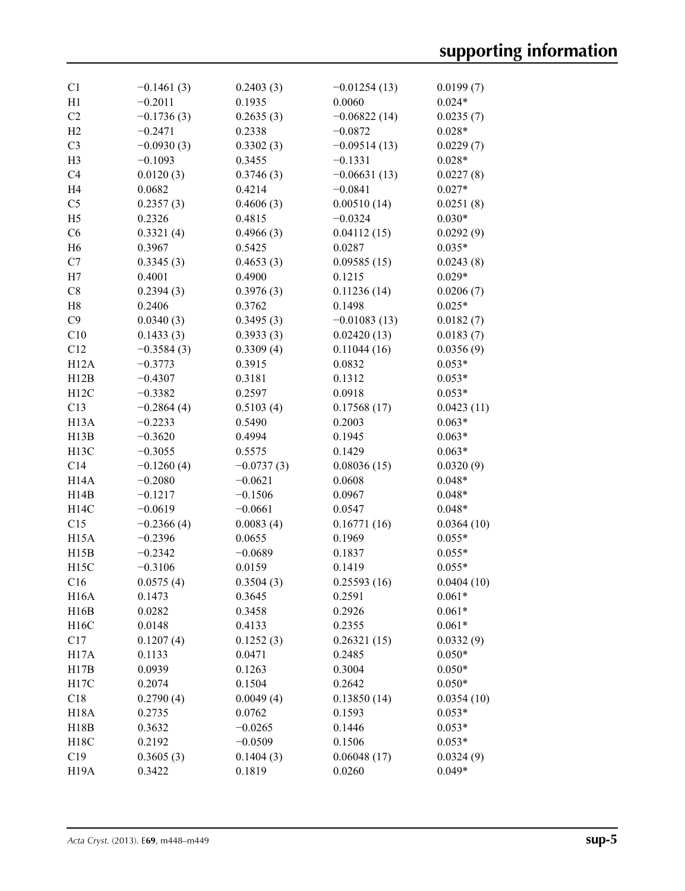| | | | | |
|---|---|---|---|---|
| C1 | −0.1461 (3) | 0.2403 (3) | −0.01254 (13) | 0.0199 (7) |
| H1 | −0.2011 | 0.1935 | 0.0060 | 0.024* |
| C2 | −0.1736 (3) | 0.2635 (3) | −0.06822 (14) | 0.0235 (7) |
| H2 | −0.2471 | 0.2338 | −0.0872 | 0.028* |
| C3 | −0.0930 (3) | 0.3302 (3) | −0.09514 (13) | 0.0229 (7) |
| H3 | −0.1093 | 0.3455 | −0.1331 | 0.028* |
| C4 | 0.0120 (3) | 0.3746 (3) | −0.06631 (13) | 0.0227 (8) |
| H4 | 0.0682 | 0.4214 | −0.0841 | 0.027* |
| C5 | 0.2357 (3) | 0.4606 (3) | 0.00510 (14) | 0.0251 (8) |
| H5 | 0.2326 | 0.4815 | −0.0324 | 0.030* |
| C6 | 0.3321 (4) | 0.4966 (3) | 0.04112 (15) | 0.0292 (9) |
| H6 | 0.3967 | 0.5425 | 0.0287 | 0.035* |
| C7 | 0.3345 (3) | 0.4653 (3) | 0.09585 (15) | 0.0243 (8) |
| H7 | 0.4001 | 0.4900 | 0.1215 | 0.029* |
| C8 | 0.2394 (3) | 0.3976 (3) | 0.11236 (14) | 0.0206 (7) |
| H8 | 0.2406 | 0.3762 | 0.1498 | 0.025* |
| C9 | 0.0340 (3) | 0.3495 (3) | −0.01083 (13) | 0.0182 (7) |
| C10 | 0.1433 (3) | 0.3933 (3) | 0.02420 (13) | 0.0183 (7) |
| C12 | −0.3584 (3) | 0.3309 (4) | 0.11044 (16) | 0.0356 (9) |
| H12A | −0.3773 | 0.3915 | 0.0832 | 0.053* |
| H12B | −0.4307 | 0.3181 | 0.1312 | 0.053* |
| H12C | −0.3382 | 0.2597 | 0.0918 | 0.053* |
| C13 | −0.2864 (4) | 0.5103 (4) | 0.17568 (17) | 0.0423 (11) |
| H13A | −0.2233 | 0.5490 | 0.2003 | 0.063* |
| H13B | −0.3620 | 0.4994 | 0.1945 | 0.063* |
| H13C | −0.3055 | 0.5575 | 0.1429 | 0.063* |
| C14 | −0.1260 (4) | −0.0737 (3) | 0.08036 (15) | 0.0320 (9) |
| H14A | −0.2080 | −0.0621 | 0.0608 | 0.048* |
| H14B | −0.1217 | −0.1506 | 0.0967 | 0.048* |
| H14C | −0.0619 | −0.0661 | 0.0547 | 0.048* |
| C15 | −0.2366 (4) | 0.0083 (4) | 0.16771 (16) | 0.0364 (10) |
| H15A | −0.2396 | 0.0655 | 0.1969 | 0.055* |
| H15B | −0.2342 | −0.0689 | 0.1837 | 0.055* |
| H15C | −0.3106 | 0.0159 | 0.1419 | 0.055* |
| C16 | 0.0575 (4) | 0.3504 (3) | 0.25593 (16) | 0.0404 (10) |
| H16A | 0.1473 | 0.3645 | 0.2591 | 0.061* |
| H16B | 0.0282 | 0.3458 | 0.2926 | 0.061* |
| H16C | 0.0148 | 0.4133 | 0.2355 | 0.061* |
| C17 | 0.1207 (4) | 0.1252 (3) | 0.26321 (15) | 0.0332 (9) |
| H17A | 0.1133 | 0.0471 | 0.2485 | 0.050* |
| H17B | 0.0939 | 0.1263 | 0.3004 | 0.050* |
| H17C | 0.2074 | 0.1504 | 0.2642 | 0.050* |
| C18 | 0.2790 (4) | 0.0049 (4) | 0.13850 (14) | 0.0354 (10) |
| H18A | 0.2735 | 0.0762 | 0.1593 | 0.053* |
| H18B | 0.3632 | −0.0265 | 0.1446 | 0.053* |
| H18C | 0.2192 | −0.0509 | 0.1506 | 0.053* |
| C19 | 0.3605 (3) | 0.1404 (3) | 0.06048 (17) | 0.0324 (9) |
| H19A | 0.3422 | 0.1819 | 0.0260 | 0.049* |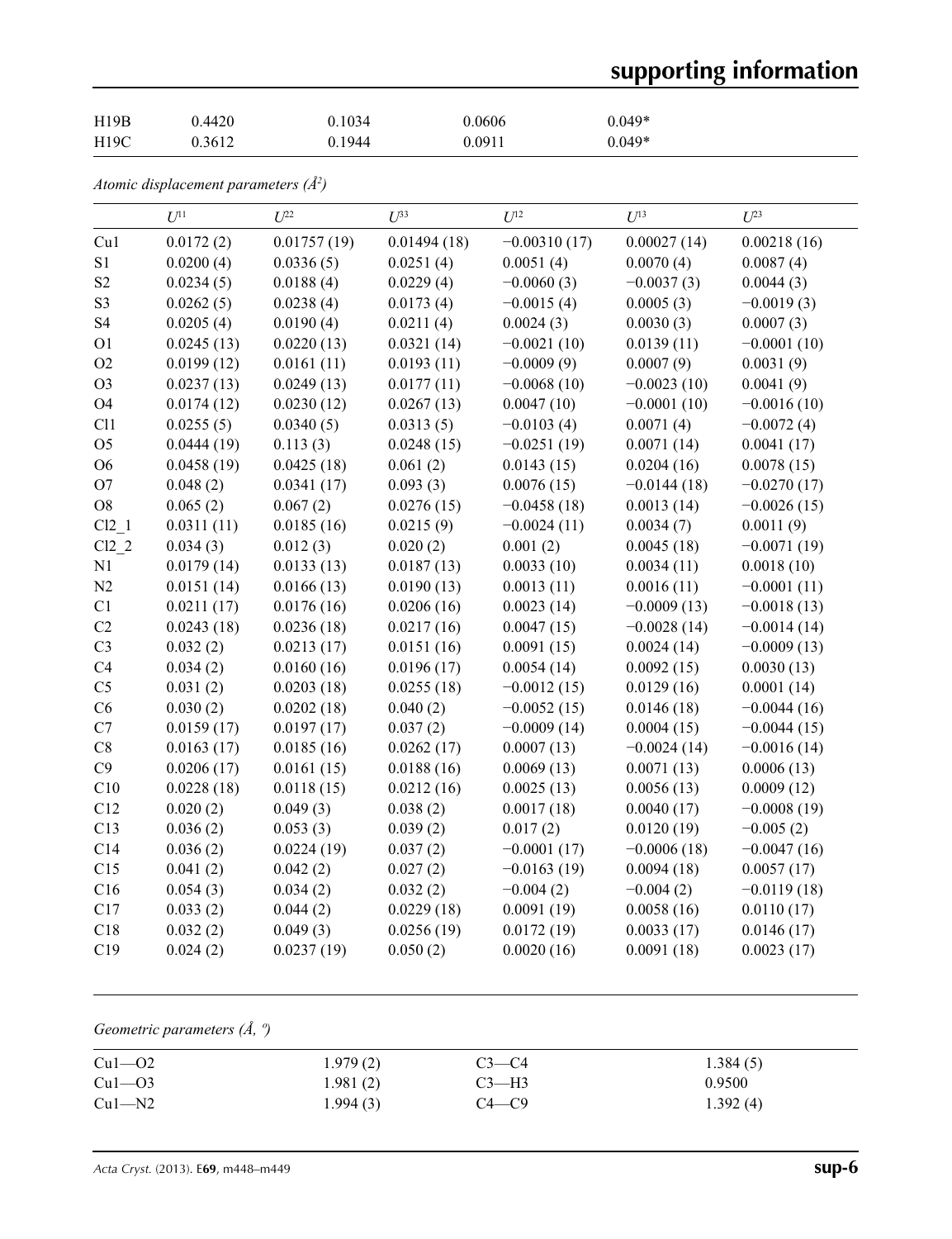| | | | | |
|---|---|---|---|---|
| H19B | 0.4420 | 0.1034 | 0.0606 | 0.049* |
| H19C | 0.3612 | 0.1944 | 0.0911 | 0.049* |

*Atomic displacement parameters (Å²)*

| | $U^{11}$ | $U^{22}$ | $U^{33}$ | $U^{12}$ | $U^{13}$ | $U^{23}$ |
|---|---|---|---|---|---|---|
| Cu1 | 0.0172 (2) | 0.01757 (19) | 0.01494 (18) | −0.00310 (17) | 0.00027 (14) | 0.00218 (16) |
| S1 | 0.0200 (4) | 0.0336 (5) | 0.0251 (4) | 0.0051 (4) | 0.0070 (4) | 0.0087 (4) |
| S2 | 0.0234 (5) | 0.0188 (4) | 0.0229 (4) | −0.0060 (3) | −0.0037 (3) | 0.0044 (3) |
| S3 | 0.0262 (5) | 0.0238 (4) | 0.0173 (4) | −0.0015 (4) | 0.0005 (3) | −0.0019 (3) |
| S4 | 0.0205 (4) | 0.0190 (4) | 0.0211 (4) | 0.0024 (3) | 0.0030 (3) | 0.0007 (3) |
| O1 | 0.0245 (13) | 0.0220 (13) | 0.0321 (14) | −0.0021 (10) | 0.0139 (11) | −0.0001 (10) |
| O2 | 0.0199 (12) | 0.0161 (11) | 0.0193 (11) | −0.0009 (9) | 0.0007 (9) | 0.0031 (9) |
| O3 | 0.0237 (13) | 0.0249 (13) | 0.0177 (11) | −0.0068 (10) | −0.0023 (10) | 0.0041 (9) |
| O4 | 0.0174 (12) | 0.0230 (12) | 0.0267 (13) | 0.0047 (10) | −0.0001 (10) | −0.0016 (10) |
| Cl1 | 0.0255 (5) | 0.0340 (5) | 0.0313 (5) | −0.0103 (4) | 0.0071 (4) | −0.0072 (4) |
| O5 | 0.0444 (19) | 0.113 (3) | 0.0248 (15) | −0.0251 (19) | 0.0071 (14) | 0.0041 (17) |
| O6 | 0.0458 (19) | 0.0425 (18) | 0.061 (2) | 0.0143 (15) | 0.0204 (16) | 0.0078 (15) |
| O7 | 0.048 (2) | 0.0341 (17) | 0.093 (3) | 0.0076 (15) | −0.0144 (18) | −0.0270 (17) |
| O8 | 0.065 (2) | 0.067 (2) | 0.0276 (15) | −0.0458 (18) | 0.0013 (14) | −0.0026 (15) |
| Cl2_1 | 0.0311 (11) | 0.0185 (16) | 0.0215 (9) | −0.0024 (11) | 0.0034 (7) | 0.0011 (9) |
| Cl2_2 | 0.034 (3) | 0.012 (3) | 0.020 (2) | 0.001 (2) | 0.0045 (18) | −0.0071 (19) |
| N1 | 0.0179 (14) | 0.0133 (13) | 0.0187 (13) | 0.0033 (10) | 0.0034 (11) | 0.0018 (10) |
| N2 | 0.0151 (14) | 0.0166 (13) | 0.0190 (13) | 0.0013 (11) | 0.0016 (11) | −0.0001 (11) |
| C1 | 0.0211 (17) | 0.0176 (16) | 0.0206 (16) | 0.0023 (14) | −0.0009 (13) | −0.0018 (13) |
| C2 | 0.0243 (18) | 0.0236 (18) | 0.0217 (16) | 0.0047 (15) | −0.0028 (14) | −0.0014 (14) |
| C3 | 0.032 (2) | 0.0213 (17) | 0.0151 (16) | 0.0091 (15) | 0.0024 (14) | −0.0009 (13) |
| C4 | 0.034 (2) | 0.0160 (16) | 0.0196 (17) | 0.0054 (14) | 0.0092 (15) | 0.0030 (13) |
| C5 | 0.031 (2) | 0.0203 (18) | 0.0255 (18) | −0.0012 (15) | 0.0129 (16) | 0.0001 (14) |
| C6 | 0.030 (2) | 0.0202 (18) | 0.040 (2) | −0.0052 (15) | 0.0146 (18) | −0.0044 (16) |
| C7 | 0.0159 (17) | 0.0197 (17) | 0.037 (2) | −0.0009 (14) | 0.0004 (15) | −0.0044 (15) |
| C8 | 0.0163 (17) | 0.0185 (16) | 0.0262 (17) | 0.0007 (13) | −0.0024 (14) | −0.0016 (14) |
| C9 | 0.0206 (17) | 0.0161 (15) | 0.0188 (16) | 0.0069 (13) | 0.0071 (13) | 0.0006 (13) |
| C10 | 0.0228 (18) | 0.0118 (15) | 0.0212 (16) | 0.0025 (13) | 0.0056 (13) | 0.0009 (12) |
| C12 | 0.020 (2) | 0.049 (3) | 0.038 (2) | 0.0017 (18) | 0.0040 (17) | −0.0008 (19) |
| C13 | 0.036 (2) | 0.053 (3) | 0.039 (2) | 0.017 (2) | 0.0120 (19) | −0.005 (2) |
| C14 | 0.036 (2) | 0.0224 (19) | 0.037 (2) | −0.0001 (17) | −0.0006 (18) | −0.0047 (16) |
| C15 | 0.041 (2) | 0.042 (2) | 0.027 (2) | −0.0163 (19) | 0.0094 (18) | 0.0057 (17) |
| C16 | 0.054 (3) | 0.034 (2) | 0.032 (2) | −0.004 (2) | −0.004 (2) | −0.0119 (18) |
| C17 | 0.033 (2) | 0.044 (2) | 0.0229 (18) | 0.0091 (19) | 0.0058 (16) | 0.0110 (17) |
| C18 | 0.032 (2) | 0.049 (3) | 0.0256 (19) | 0.0172 (19) | 0.0033 (17) | 0.0146 (17) |
| C19 | 0.024 (2) | 0.0237 (19) | 0.050 (2) | 0.0020 (16) | 0.0091 (18) | 0.0023 (17) |

*Geometric parameters (Å, º)*

| | | | |
|---|---|---|---|
| Cu1—O2 | 1.979 (2) | C3—C4 | 1.384 (5) |
| Cu1—O3 | 1.981 (2) | C3—H3 | 0.9500 |
| Cu1—N2 | 1.994 (3) | C4—C9 | 1.392 (4) |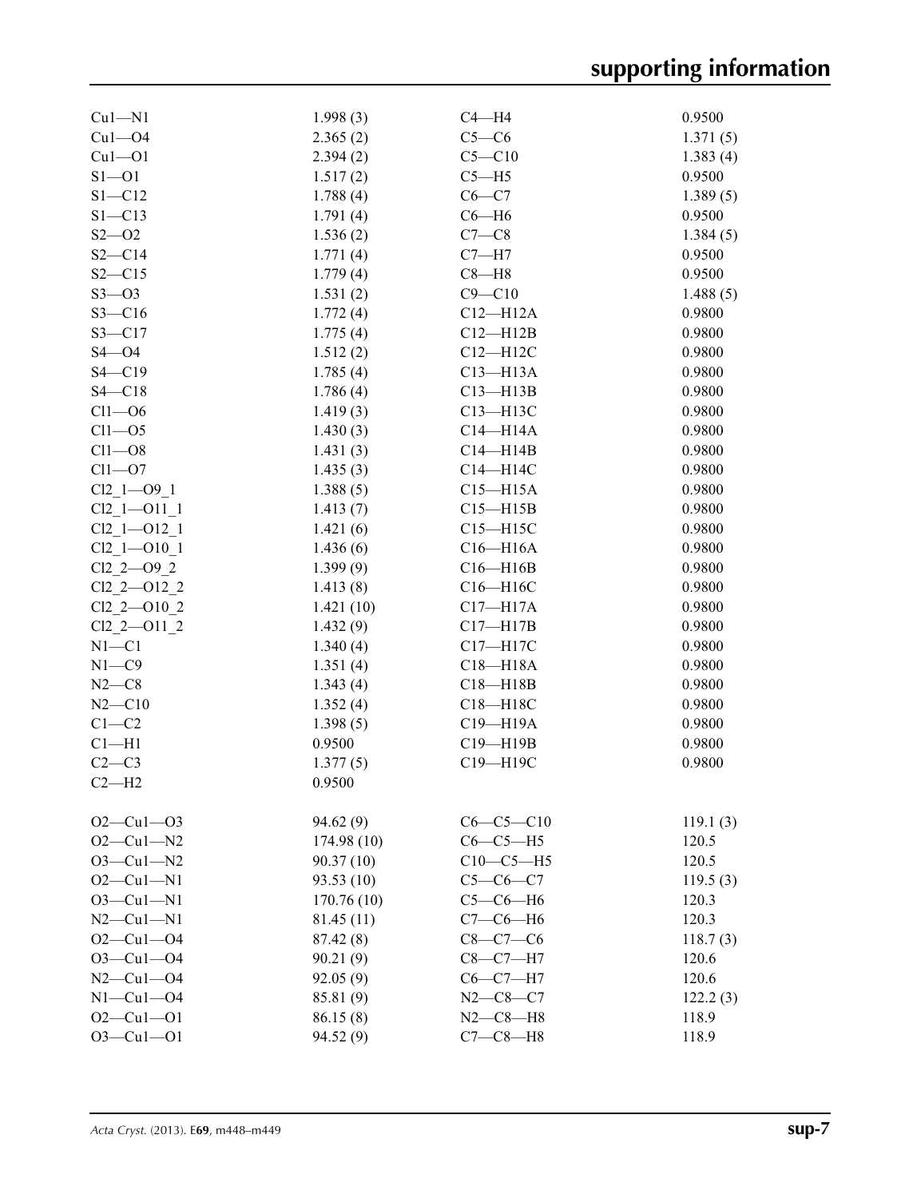| | | | |
|---|---|---|---|
| Cu1—N1 | 1.998 (3) | C4—H4 | 0.9500 |
| Cu1—O4 | 2.365 (2) | C5—C6 | 1.371 (5) |
| Cu1—O1 | 2.394 (2) | C5—C10 | 1.383 (4) |
| S1—O1 | 1.517 (2) | C5—H5 | 0.9500 |
| S1—C12 | 1.788 (4) | C6—C7 | 1.389 (5) |
| S1—C13 | 1.791 (4) | C6—H6 | 0.9500 |
| S2—O2 | 1.536 (2) | C7—C8 | 1.384 (5) |
| S2—C14 | 1.771 (4) | C7—H7 | 0.9500 |
| S2—C15 | 1.779 (4) | C8—H8 | 0.9500 |
| S3—O3 | 1.531 (2) | C9—C10 | 1.488 (5) |
| S3—C16 | 1.772 (4) | C12—H12A | 0.9800 |
| S3—C17 | 1.775 (4) | C12—H12B | 0.9800 |
| S4—O4 | 1.512 (2) | C12—H12C | 0.9800 |
| S4—C19 | 1.785 (4) | C13—H13A | 0.9800 |
| S4—C18 | 1.786 (4) | C13—H13B | 0.9800 |
| Cl1—O6 | 1.419 (3) | C13—H13C | 0.9800 |
| Cl1—O5 | 1.430 (3) | C14—H14A | 0.9800 |
| Cl1—O8 | 1.431 (3) | C14—H14B | 0.9800 |
| Cl1—O7 | 1.435 (3) | C14—H14C | 0.9800 |
| Cl2_1—O9_1 | 1.388 (5) | C15—H15A | 0.9800 |
| Cl2_1—O11_1 | 1.413 (7) | C15—H15B | 0.9800 |
| Cl2_1—O12_1 | 1.421 (6) | C15—H15C | 0.9800 |
| Cl2_1—O10_1 | 1.436 (6) | C16—H16A | 0.9800 |
| Cl2_2—O9_2 | 1.399 (9) | C16—H16B | 0.9800 |
| Cl2_2—O12_2 | 1.413 (8) | C16—H16C | 0.9800 |
| Cl2_2—O10_2 | 1.421 (10) | C17—H17A | 0.9800 |
| Cl2_2—O11_2 | 1.432 (9) | C17—H17B | 0.9800 |
| N1—C1 | 1.340 (4) | C17—H17C | 0.9800 |
| N1—C9 | 1.351 (4) | C18—H18A | 0.9800 |
| N2—C8 | 1.343 (4) | C18—H18B | 0.9800 |
| N2—C10 | 1.352 (4) | C18—H18C | 0.9800 |
| C1—C2 | 1.398 (5) | C19—H19A | 0.9800 |
| C1—H1 | 0.9500 | C19—H19B | 0.9800 |
| C2—C3 | 1.377 (5) | C19—H19C | 0.9800 |
| C2—H2 | 0.9500 | | |
| | | | |
| O2—Cu1—O3 | 94.62 (9) | C6—C5—C10 | 119.1 (3) |
| O2—Cu1—N2 | 174.98 (10) | C6—C5—H5 | 120.5 |
| O3—Cu1—N2 | 90.37 (10) | C10—C5—H5 | 120.5 |
| O2—Cu1—N1 | 93.53 (10) | C5—C6—C7 | 119.5 (3) |
| O3—Cu1—N1 | 170.76 (10) | C5—C6—H6 | 120.3 |
| N2—Cu1—N1 | 81.45 (11) | C7—C6—H6 | 120.3 |
| O2—Cu1—O4 | 87.42 (8) | C8—C7—C6 | 118.7 (3) |
| O3—Cu1—O4 | 90.21 (9) | C8—C7—H7 | 120.6 |
| N2—Cu1—O4 | 92.05 (9) | C6—C7—H7 | 120.6 |
| N1—Cu1—O4 | 85.81 (9) | N2—C8—C7 | 122.2 (3) |
| O2—Cu1—O1 | 86.15 (8) | N2—C8—H8 | 118.9 |
| O3—Cu1—O1 | 94.52 (9) | C7—C8—H8 | 118.9 |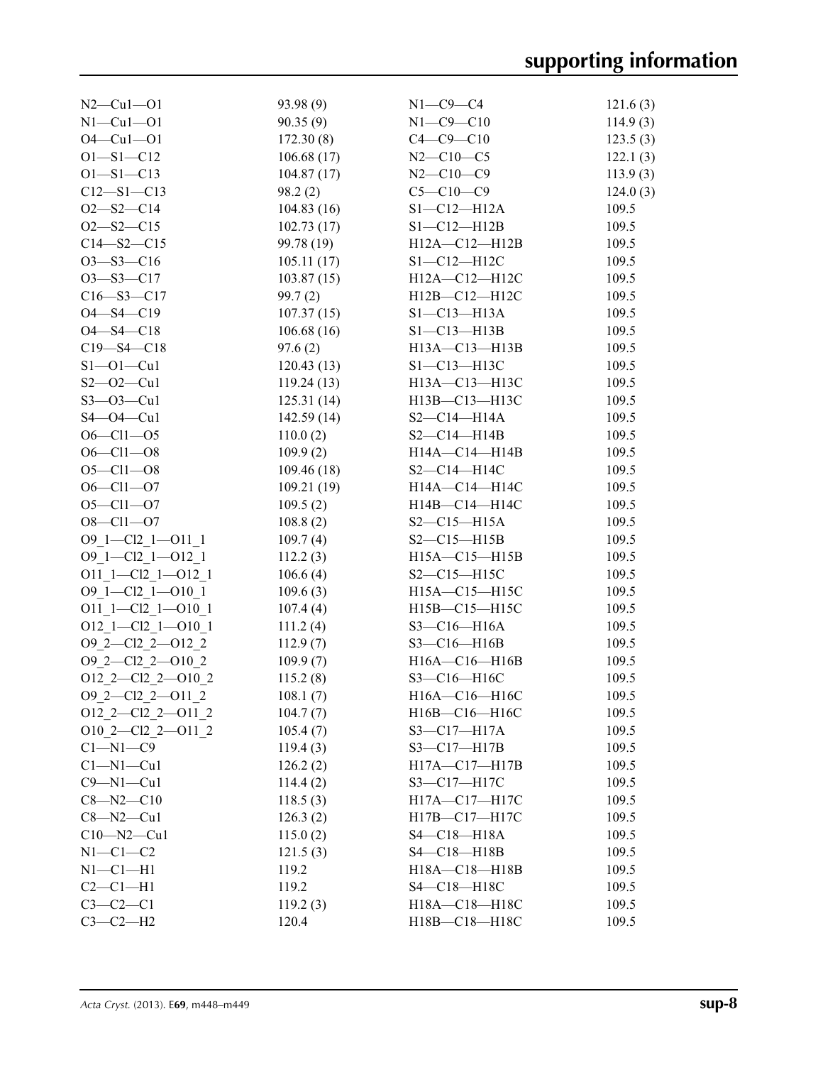| | | | |
|---|---|---|---|
| N2—Cu1—O1 | 93.98 (9) | N1—C9—C4 | 121.6 (3) |
| N1—Cu1—O1 | 90.35 (9) | N1—C9—C10 | 114.9 (3) |
| O4—Cu1—O1 | 172.30 (8) | C4—C9—C10 | 123.5 (3) |
| O1—S1—C12 | 106.68 (17) | N2—C10—C5 | 122.1 (3) |
| O1—S1—C13 | 104.87 (17) | N2—C10—C9 | 113.9 (3) |
| C12—S1—C13 | 98.2 (2) | C5—C10—C9 | 124.0 (3) |
| O2—S2—C14 | 104.83 (16) | S1—C12—H12A | 109.5 |
| O2—S2—C15 | 102.73 (17) | S1—C12—H12B | 109.5 |
| C14—S2—C15 | 99.78 (19) | H12A—C12—H12B | 109.5 |
| O3—S3—C16 | 105.11 (17) | S1—C12—H12C | 109.5 |
| O3—S3—C17 | 103.87 (15) | H12A—C12—H12C | 109.5 |
| C16—S3—C17 | 99.7 (2) | H12B—C12—H12C | 109.5 |
| O4—S4—C19 | 107.37 (15) | S1—C13—H13A | 109.5 |
| O4—S4—C18 | 106.68 (16) | S1—C13—H13B | 109.5 |
| C19—S4—C18 | 97.6 (2) | H13A—C13—H13B | 109.5 |
| S1—O1—Cu1 | 120.43 (13) | S1—C13—H13C | 109.5 |
| S2—O2—Cu1 | 119.24 (13) | H13A—C13—H13C | 109.5 |
| S3—O3—Cu1 | 125.31 (14) | H13B—C13—H13C | 109.5 |
| S4—O4—Cu1 | 142.59 (14) | S2—C14—H14A | 109.5 |
| O6—Cl1—O5 | 110.0 (2) | S2—C14—H14B | 109.5 |
| O6—Cl1—O8 | 109.9 (2) | H14A—C14—H14B | 109.5 |
| O5—Cl1—O8 | 109.46 (18) | S2—C14—H14C | 109.5 |
| O6—Cl1—O7 | 109.21 (19) | H14A—C14—H14C | 109.5 |
| O5—Cl1—O7 | 109.5 (2) | H14B—C14—H14C | 109.5 |
| O8—Cl1—O7 | 108.8 (2) | S2—C15—H15A | 109.5 |
| O9_1—Cl2_1—O11_1 | 109.7 (4) | S2—C15—H15B | 109.5 |
| O9_1—Cl2_1—O12_1 | 112.2 (3) | H15A—C15—H15B | 109.5 |
| O11_1—Cl2_1—O12_1 | 106.6 (4) | S2—C15—H15C | 109.5 |
| O9_1—Cl2_1—O10_1 | 109.6 (3) | H15A—C15—H15C | 109.5 |
| O11_1—Cl2_1—O10_1 | 107.4 (4) | H15B—C15—H15C | 109.5 |
| O12_1—Cl2_1—O10_1 | 111.2 (4) | S3—C16—H16A | 109.5 |
| O9_2—Cl2_2—O12_2 | 112.9 (7) | S3—C16—H16B | 109.5 |
| O9_2—Cl2_2—O10_2 | 109.9 (7) | H16A—C16—H16B | 109.5 |
| O12_2—Cl2_2—O10_2 | 115.2 (8) | S3—C16—H16C | 109.5 |
| O9_2—Cl2_2—O11_2 | 108.1 (7) | H16A—C16—H16C | 109.5 |
| O12_2—Cl2_2—O11_2 | 104.7 (7) | H16B—C16—H16C | 109.5 |
| O10_2—Cl2_2—O11_2 | 105.4 (7) | S3—C17—H17A | 109.5 |
| C1—N1—C9 | 119.4 (3) | S3—C17—H17B | 109.5 |
| C1—N1—Cu1 | 126.2 (2) | H17A—C17—H17B | 109.5 |
| C9—N1—Cu1 | 114.4 (2) | S3—C17—H17C | 109.5 |
| C8—N2—C10 | 118.5 (3) | H17A—C17—H17C | 109.5 |
| C8—N2—Cu1 | 126.3 (2) | H17B—C17—H17C | 109.5 |
| C10—N2—Cu1 | 115.0 (2) | S4—C18—H18A | 109.5 |
| N1—C1—C2 | 121.5 (3) | S4—C18—H18B | 109.5 |
| N1—C1—H1 | 119.2 | H18A—C18—H18B | 109.5 |
| C2—C1—H1 | 119.2 | S4—C18—H18C | 109.5 |
| C3—C2—C1 | 119.2 (3) | H18A—C18—H18C | 109.5 |
| C3—C2—H2 | 120.4 | H18B—C18—H18C | 109.5 |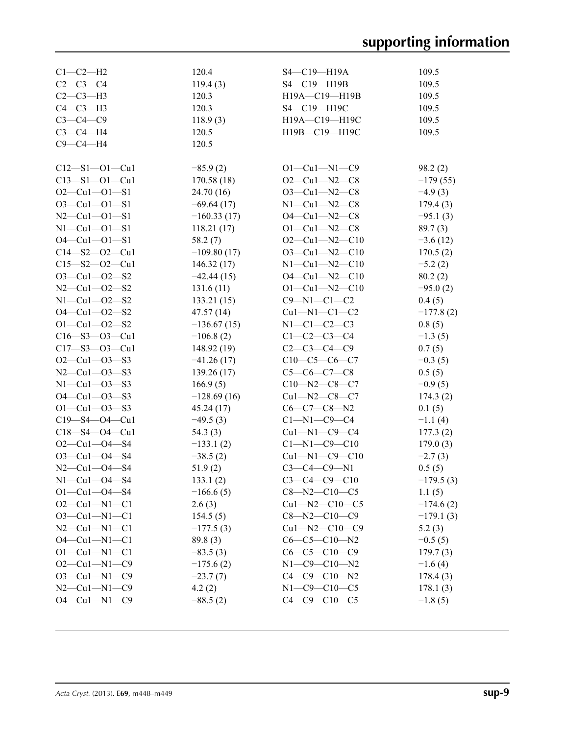| | | | |
|---|---|---|---|
| C1—C2—H2 | 120.4 | S4—C19—H19A | 109.5 |
| C2—C3—C4 | 119.4 (3) | S4—C19—H19B | 109.5 |
| C2—C3—H3 | 120.3 | H19A—C19—H19B | 109.5 |
| C4—C3—H3 | 120.3 | S4—C19—H19C | 109.5 |
| C3—C4—C9 | 118.9 (3) | H19A—C19—H19C | 109.5 |
| C3—C4—H4 | 120.5 | H19B—C19—H19C | 109.5 |
| C9—C4—H4 | 120.5 | | |

| | | | |
|---|---|---|---|
| C12—S1—O1—Cu1 | −85.9 (2) | O1—Cu1—N1—C9 | 98.2 (2) |
| C13—S1—O1—Cu1 | 170.58 (18) | O2—Cu1—N2—C8 | −179 (55) |
| O2—Cu1—O1—S1 | 24.70 (16) | O3—Cu1—N2—C8 | −4.9 (3) |
| O3—Cu1—O1—S1 | −69.64 (17) | N1—Cu1—N2—C8 | 179.4 (3) |
| N2—Cu1—O1—S1 | −160.33 (17) | O4—Cu1—N2—C8 | −95.1 (3) |
| N1—Cu1—O1—S1 | 118.21 (17) | O1—Cu1—N2—C8 | 89.7 (3) |
| O4—Cu1—O1—S1 | 58.2 (7) | O2—Cu1—N2—C10 | −3.6 (12) |
| C14—S2—O2—Cu1 | −109.80 (17) | O3—Cu1—N2—C10 | 170.5 (2) |
| C15—S2—O2—Cu1 | 146.32 (17) | N1—Cu1—N2—C10 | −5.2 (2) |
| O3—Cu1—O2—S2 | −42.44 (15) | O4—Cu1—N2—C10 | 80.2 (2) |
| N2—Cu1—O2—S2 | 131.6 (11) | O1—Cu1—N2—C10 | −95.0 (2) |
| N1—Cu1—O2—S2 | 133.21 (15) | C9—N1—C1—C2 | 0.4 (5) |
| O4—Cu1—O2—S2 | 47.57 (14) | Cu1—N1—C1—C2 | −177.8 (2) |
| O1—Cu1—O2—S2 | −136.67 (15) | N1—C1—C2—C3 | 0.8 (5) |
| C16—S3—O3—Cu1 | −106.8 (2) | C1—C2—C3—C4 | −1.3 (5) |
| C17—S3—O3—Cu1 | 148.92 (19) | C2—C3—C4—C9 | 0.7 (5) |
| O2—Cu1—O3—S3 | −41.26 (17) | C10—C5—C6—C7 | −0.3 (5) |
| N2—Cu1—O3—S3 | 139.26 (17) | C5—C6—C7—C8 | 0.5 (5) |
| N1—Cu1—O3—S3 | 166.9 (5) | C10—N2—C8—C7 | −0.9 (5) |
| O4—Cu1—O3—S3 | −128.69 (16) | Cu1—N2—C8—C7 | 174.3 (2) |
| O1—Cu1—O3—S3 | 45.24 (17) | C6—C7—C8—N2 | 0.1 (5) |
| C19—S4—O4—Cu1 | −49.5 (3) | C1—N1—C9—C4 | −1.1 (4) |
| C18—S4—O4—Cu1 | 54.3 (3) | Cu1—N1—C9—C4 | 177.3 (2) |
| O2—Cu1—O4—S4 | −133.1 (2) | C1—N1—C9—C10 | 179.0 (3) |
| O3—Cu1—O4—S4 | −38.5 (2) | Cu1—N1—C9—C10 | −2.7 (3) |
| N2—Cu1—O4—S4 | 51.9 (2) | C3—C4—C9—N1 | 0.5 (5) |
| N1—Cu1—O4—S4 | 133.1 (2) | C3—C4—C9—C10 | −179.5 (3) |
| O1—Cu1—O4—S4 | −166.6 (5) | C8—N2—C10—C5 | 1.1 (5) |
| O2—Cu1—N1—C1 | 2.6 (3) | Cu1—N2—C10—C5 | −174.6 (2) |
| O3—Cu1—N1—C1 | 154.5 (5) | C8—N2—C10—C9 | −179.1 (3) |
| N2—Cu1—N1—C1 | −177.5 (3) | Cu1—N2—C10—C9 | 5.2 (3) |
| O4—Cu1—N1—C1 | 89.8 (3) | C6—C5—C10—N2 | −0.5 (5) |
| O1—Cu1—N1—C1 | −83.5 (3) | C6—C5—C10—C9 | 179.7 (3) |
| O2—Cu1—N1—C9 | −175.6 (2) | N1—C9—C10—N2 | −1.6 (4) |
| O3—Cu1—N1—C9 | −23.7 (7) | C4—C9—C10—N2 | 178.4 (3) |
| N2—Cu1—N1—C9 | 4.2 (2) | N1—C9—C10—C5 | 178.1 (3) |
| O4—Cu1—N1—C9 | −88.5 (2) | C4—C9—C10—C5 | −1.8 (5) |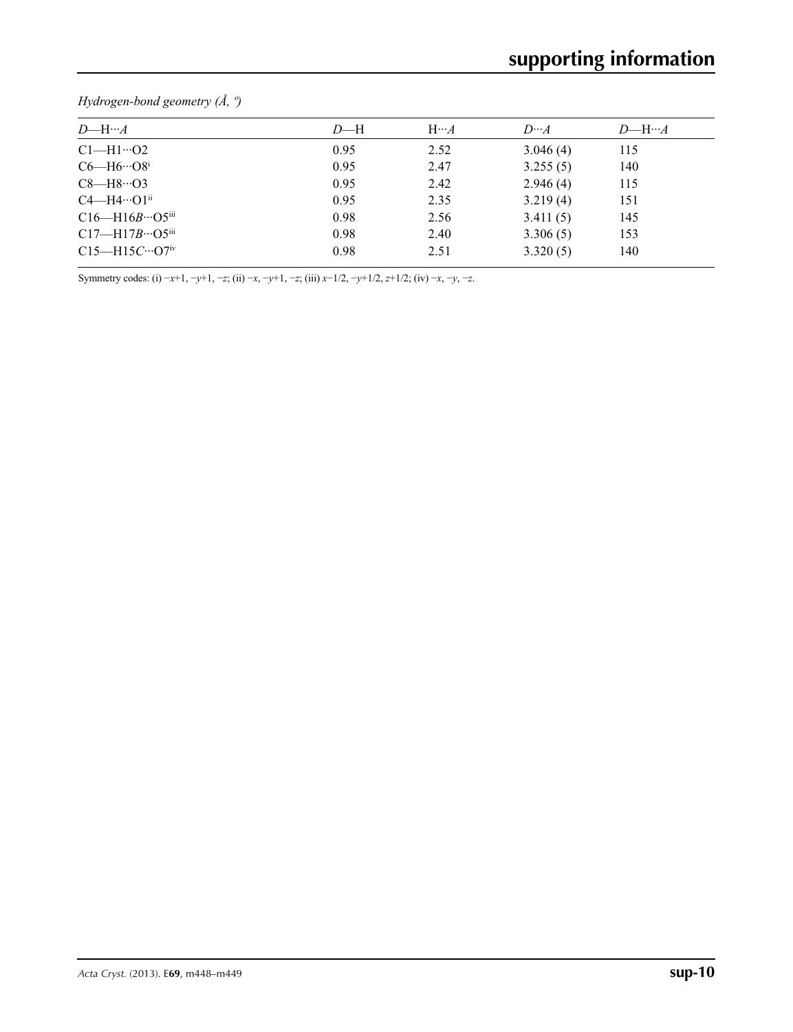*Hydrogen-bond geometry (Å, º)*

| *D*—H···*A* | *D*—H | H···*A* | *D*···*A* | *D*—H···*A* |
|---|---|---|---|---|
| C1—H1···O2 | 0.95 | 2.52 | 3.046 (4) | 115 |
| C6—H6···O8$^{i}$ | 0.95 | 2.47 | 3.255 (5) | 140 |
| C8—H8···O3 | 0.95 | 2.42 | 2.946 (4) | 115 |
| C4—H4···O1$^{ii}$ | 0.95 | 2.35 | 3.219 (4) | 151 |
| C16—H16*B*···O5$^{iii}$ | 0.98 | 2.56 | 3.411 (5) | 145 |
| C17—H17*B*···O5$^{iii}$ | 0.98 | 2.40 | 3.306 (5) | 153 |
| C15—H15*C*···O7$^{iv}$ | 0.98 | 2.51 | 3.320 (5) | 140 |

Symmetry codes: (i) −*x*+1, −*y*+1, −*z*; (ii) −*x*, −*y*+1, −*z*; (iii) *x*−1/2, −*y*+1/2, *z*+1/2; (iv) −*x*, −*y*, −*z*.